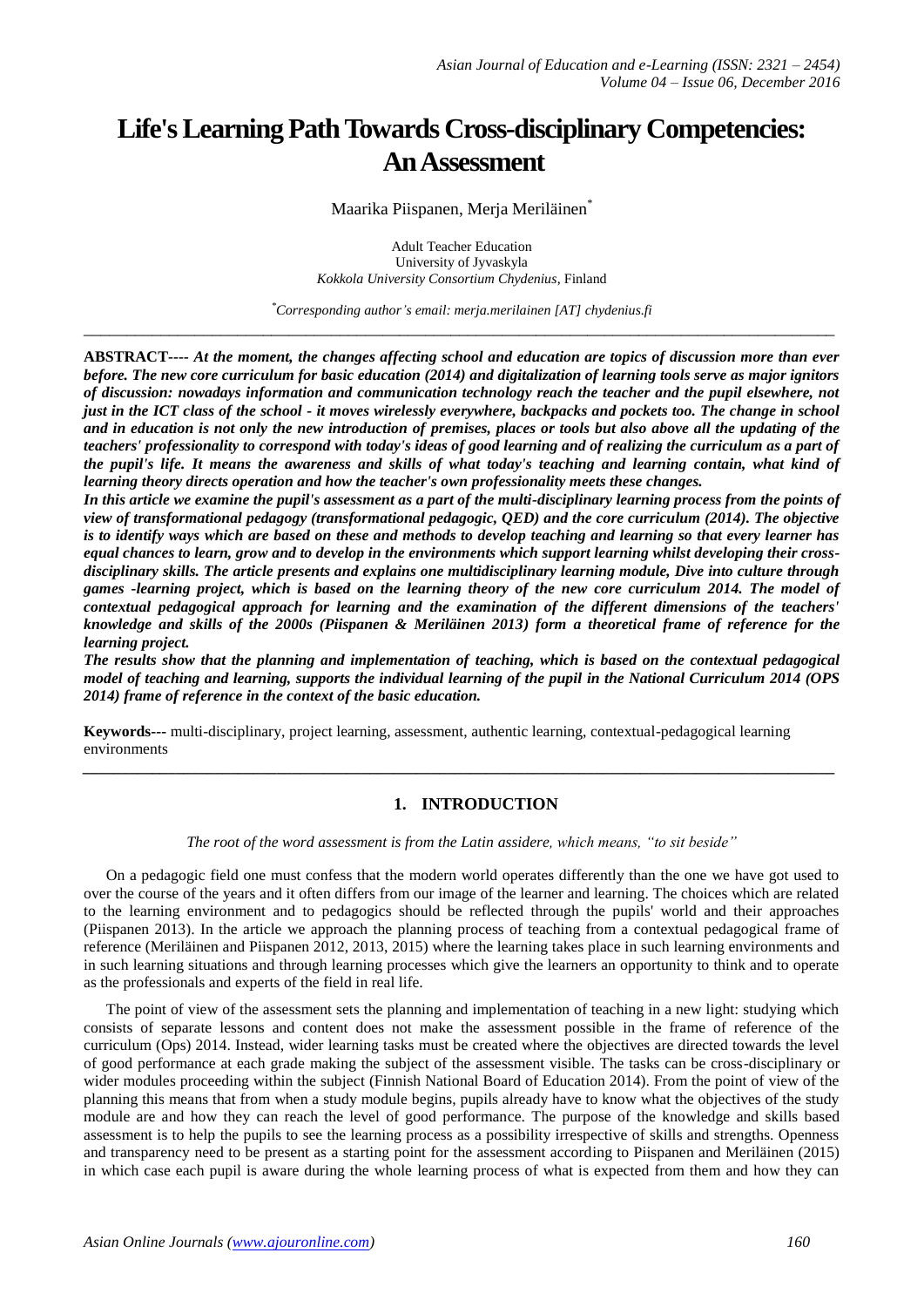# Life's Learning Path Towards Cross-disciplinary Competencies: An Assessment

Maarika Piispanen, Merja Meriläinen*

Adult Teacher Education
University of Jyvaskyla
*Kokkola University Consortium Chydenius*, Finland

*Corresponding author's email: merja.merilainen [AT] chydenius.fi*

---

**ABSTRACT---- *At the moment, the changes affecting school and education are topics of discussion more than ever before. The new core curriculum for basic education (2014) and digitalization of learning tools serve as major ignitors of discussion: nowadays information and communication technology reach the teacher and the pupil elsewhere, not just in the ICT class of the school - it moves wirelessly everywhere, backpacks and pockets too. The change in school and in education is not only the new introduction of premises, places or tools but also above all the updating of the teachers' professionality to correspond with today's ideas of good learning and of realizing the curriculum as a part of the pupil's life. It means the awareness and skills of what today's teaching and learning contain, what kind of learning theory directs operation and how the teacher's own professionality meets these changes.***

***In this article we examine the pupil's assessment as a part of the multi-disciplinary learning process from the points of view of transformational pedagogy (transformational pedagogic, QED) and the core curriculum (2014). The objective is to identify ways which are based on these and methods to develop teaching and learning so that every learner has equal chances to learn, grow and to develop in the environments which support learning whilst developing their cross-disciplinary skills. The article presents and explains one multidisciplinary learning module, Dive into culture through games -learning project, which is based on the learning theory of the new core curriculum 2014. The model of contextual pedagogical approach for learning and the examination of the different dimensions of the teachers' knowledge and skills of the 2000s (Piispanen & Meriläinen 2013) form a theoretical frame of reference for the learning project.***

***The results show that the planning and implementation of teaching, which is based on the contextual pedagogical model of teaching and learning, supports the individual learning of the pupil in the National Curriculum 2014 (OPS 2014) frame of reference in the context of the basic education.***

**Keywords---** multi-disciplinary, project learning, assessment, authentic learning, contextual-pedagogical learning environments

---

## 1. INTRODUCTION

*The root of the word assessment is from the Latin assidere, which means, "to sit beside"*

On a pedagogic field one must confess that the modern world operates differently than the one we have got used to over the course of the years and it often differs from our image of the learner and learning. The choices which are related to the learning environment and to pedagogics should be reflected through the pupils' world and their approaches (Piispanen 2013). In the article we approach the planning process of teaching from a contextual pedagogical frame of reference (Meriläinen and Piispanen 2012, 2013, 2015) where the learning takes place in such learning environments and in such learning situations and through learning processes which give the learners an opportunity to think and to operate as the professionals and experts of the field in real life.

The point of view of the assessment sets the planning and implementation of teaching in a new light: studying which consists of separate lessons and content does not make the assessment possible in the frame of reference of the curriculum (Ops) 2014. Instead, wider learning tasks must be created where the objectives are directed towards the level of good performance at each grade making the subject of the assessment visible. The tasks can be cross-disciplinary or wider modules proceeding within the subject (Finnish National Board of Education 2014). From the point of view of the planning this means that from when a study module begins, pupils already have to know what the objectives of the study module are and how they can reach the level of good performance. The purpose of the knowledge and skills based assessment is to help the pupils to see the learning process as a possibility irrespective of skills and strengths. Openness and transparency need to be present as a starting point for the assessment according to Piispanen and Meriläinen (2015) in which case each pupil is aware during the whole learning process of what is expected from them and how they can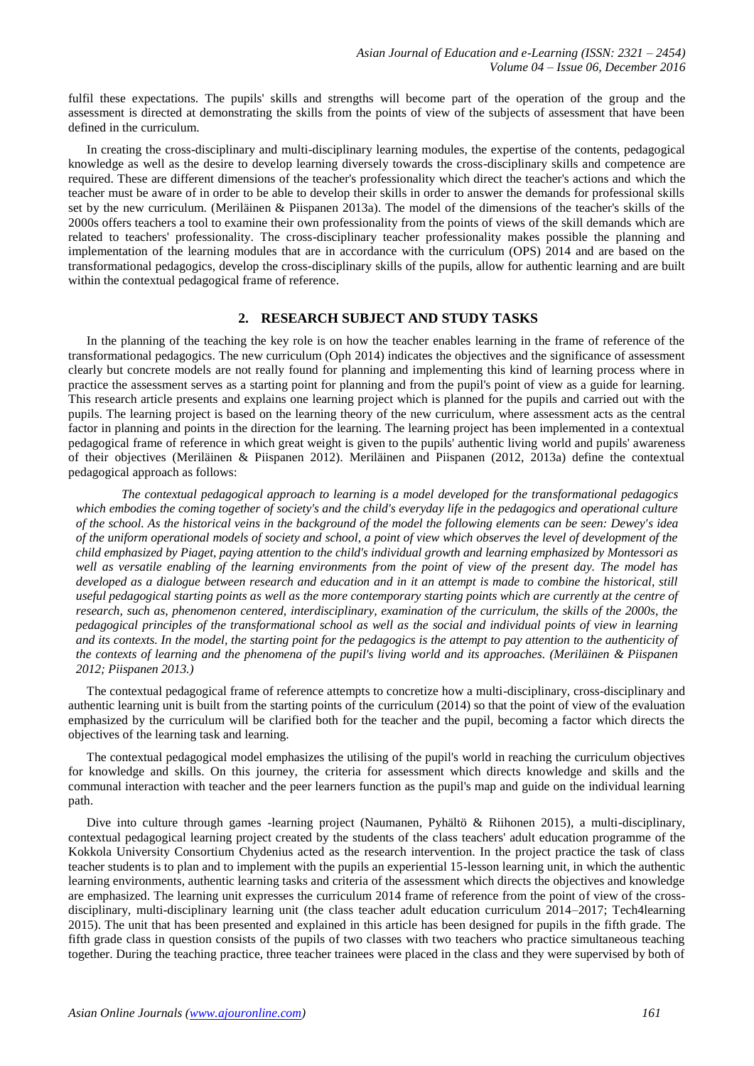fulfil these expectations. The pupils' skills and strengths will become part of the operation of the group and the assessment is directed at demonstrating the skills from the points of view of the subjects of assessment that have been defined in the curriculum.

In creating the cross-disciplinary and multi-disciplinary learning modules, the expertise of the contents, pedagogical knowledge as well as the desire to develop learning diversely towards the cross-disciplinary skills and competence are required. These are different dimensions of the teacher's professionality which direct the teacher's actions and which the teacher must be aware of in order to be able to develop their skills in order to answer the demands for professional skills set by the new curriculum. (Meriläinen & Piispanen 2013a). The model of the dimensions of the teacher's skills of the 2000s offers teachers a tool to examine their own professionality from the points of views of the skill demands which are related to teachers' professionality. The cross-disciplinary teacher professionality makes possible the planning and implementation of the learning modules that are in accordance with the curriculum (OPS) 2014 and are based on the transformational pedagogics, develop the cross-disciplinary skills of the pupils, allow for authentic learning and are built within the contextual pedagogical frame of reference.

## 2. RESEARCH SUBJECT AND STUDY TASKS

In the planning of the teaching the key role is on how the teacher enables learning in the frame of reference of the transformational pedagogics. The new curriculum (Oph 2014) indicates the objectives and the significance of assessment clearly but concrete models are not really found for planning and implementing this kind of learning process where in practice the assessment serves as a starting point for planning and from the pupil's point of view as a guide for learning. This research article presents and explains one learning project which is planned for the pupils and carried out with the pupils. The learning project is based on the learning theory of the new curriculum, where assessment acts as the central factor in planning and points in the direction for the learning. The learning project has been implemented in a contextual pedagogical frame of reference in which great weight is given to the pupils' authentic living world and pupils' awareness of their objectives (Meriläinen & Piispanen 2012). Meriläinen and Piispanen (2012, 2013a) define the contextual pedagogical approach as follows:

> *The contextual pedagogical approach to learning is a model developed for the transformational pedagogics which embodies the coming together of society's and the child's everyday life in the pedagogics and operational culture of the school. As the historical veins in the background of the model the following elements can be seen: Dewey's idea of the uniform operational models of society and school, a point of view which observes the level of development of the child emphasized by Piaget, paying attention to the child's individual growth and learning emphasized by Montessori as well as versatile enabling of the learning environments from the point of view of the present day. The model has developed as a dialogue between research and education and in it an attempt is made to combine the historical, still useful pedagogical starting points as well as the more contemporary starting points which are currently at the centre of research, such as, phenomenon centered, interdisciplinary, examination of the curriculum, the skills of the 2000s, the pedagogical principles of the transformational school as well as the social and individual points of view in learning and its contexts. In the model, the starting point for the pedagogics is the attempt to pay attention to the authenticity of the contexts of learning and the phenomena of the pupil's living world and its approaches. (Meriläinen & Piispanen 2012; Piispanen 2013.)*

The contextual pedagogical frame of reference attempts to concretize how a multi-disciplinary, cross-disciplinary and authentic learning unit is built from the starting points of the curriculum (2014) so that the point of view of the evaluation emphasized by the curriculum will be clarified both for the teacher and the pupil, becoming a factor which directs the objectives of the learning task and learning.

The contextual pedagogical model emphasizes the utilising of the pupil's world in reaching the curriculum objectives for knowledge and skills. On this journey, the criteria for assessment which directs knowledge and skills and the communal interaction with teacher and the peer learners function as the pupil's map and guide on the individual learning path.

Dive into culture through games -learning project (Naumanen, Pyhältö & Riihonen 2015), a multi-disciplinary, contextual pedagogical learning project created by the students of the class teachers' adult education programme of the Kokkola University Consortium Chydenius acted as the research intervention. In the project practice the task of class teacher students is to plan and to implement with the pupils an experiential 15-lesson learning unit, in which the authentic learning environments, authentic learning tasks and criteria of the assessment which directs the objectives and knowledge are emphasized. The learning unit expresses the curriculum 2014 frame of reference from the point of view of the cross-disciplinary, multi-disciplinary learning unit (the class teacher adult education curriculum 2014–2017; Tech4learning 2015). The unit that has been presented and explained in this article has been designed for pupils in the fifth grade. The fifth grade class in question consists of the pupils of two classes with two teachers who practice simultaneous teaching together. During the teaching practice, three teacher trainees were placed in the class and they were supervised by both of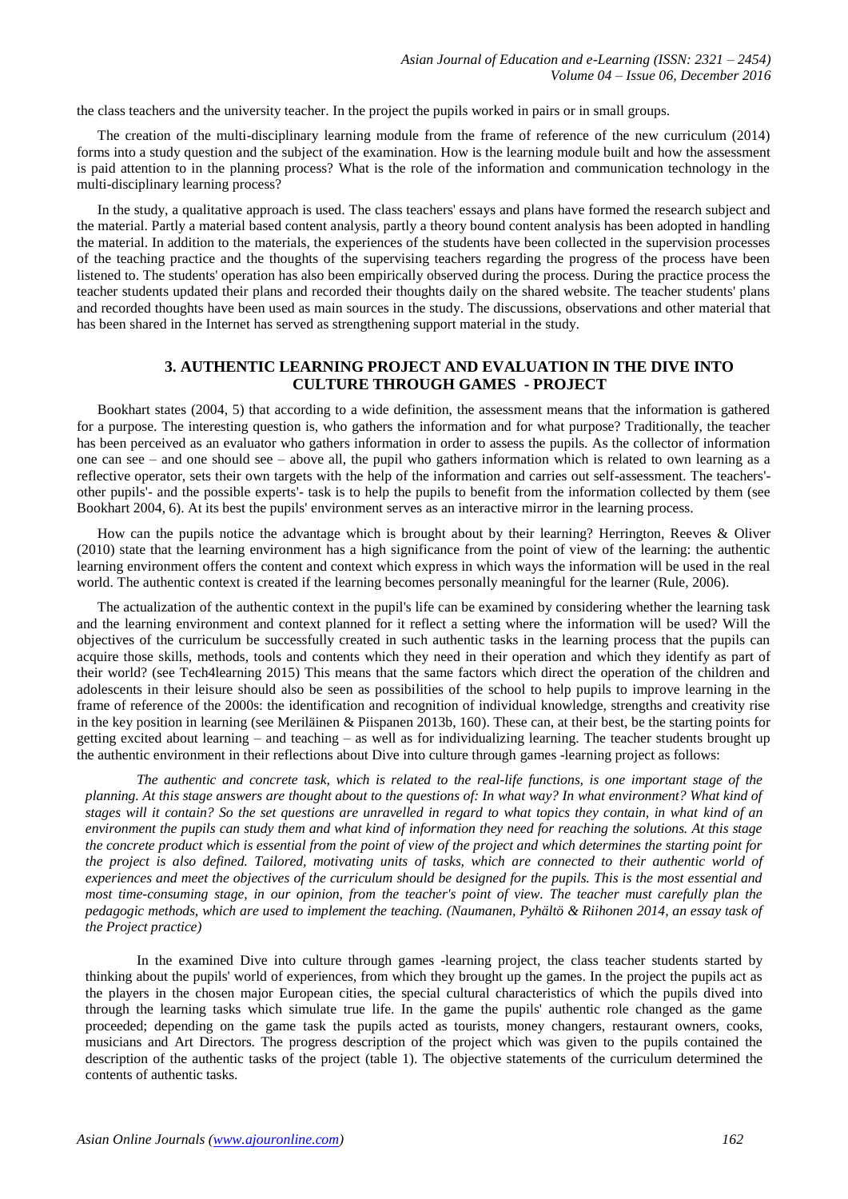the class teachers and the university teacher. In the project the pupils worked in pairs or in small groups.

The creation of the multi-disciplinary learning module from the frame of reference of the new curriculum (2014) forms into a study question and the subject of the examination. How is the learning module built and how the assessment is paid attention to in the planning process? What is the role of the information and communication technology in the multi-disciplinary learning process?

In the study, a qualitative approach is used. The class teachers' essays and plans have formed the research subject and the material. Partly a material based content analysis, partly a theory bound content analysis has been adopted in handling the material. In addition to the materials, the experiences of the students have been collected in the supervision processes of the teaching practice and the thoughts of the supervising teachers regarding the progress of the process have been listened to. The students' operation has also been empirically observed during the process. During the practice process the teacher students updated their plans and recorded their thoughts daily on the shared website. The teacher students' plans and recorded thoughts have been used as main sources in the study. The discussions, observations and other material that has been shared in the Internet has served as strengthening support material in the study.

## 3. AUTHENTIC LEARNING PROJECT AND EVALUATION IN THE DIVE INTO CULTURE THROUGH GAMES - PROJECT

Bookhart states (2004, 5) that according to a wide definition, the assessment means that the information is gathered for a purpose. The interesting question is, who gathers the information and for what purpose? Traditionally, the teacher has been perceived as an evaluator who gathers information in order to assess the pupils. As the collector of information one can see – and one should see – above all, the pupil who gathers information which is related to own learning as a reflective operator, sets their own targets with the help of the information and carries out self-assessment. The teachers'- other pupils'- and the possible experts'- task is to help the pupils to benefit from the information collected by them (see Bookhart 2004, 6). At its best the pupils' environment serves as an interactive mirror in the learning process.

How can the pupils notice the advantage which is brought about by their learning? Herrington, Reeves & Oliver (2010) state that the learning environment has a high significance from the point of view of the learning: the authentic learning environment offers the content and context which express in which ways the information will be used in the real world. The authentic context is created if the learning becomes personally meaningful for the learner (Rule, 2006).

The actualization of the authentic context in the pupil's life can be examined by considering whether the learning task and the learning environment and context planned for it reflect a setting where the information will be used? Will the objectives of the curriculum be successfully created in such authentic tasks in the learning process that the pupils can acquire those skills, methods, tools and contents which they need in their operation and which they identify as part of their world? (see Tech4learning 2015) This means that the same factors which direct the operation of the children and adolescents in their leisure should also be seen as possibilities of the school to help pupils to improve learning in the frame of reference of the 2000s: the identification and recognition of individual knowledge, strengths and creativity rise in the key position in learning (see Meriläinen & Piispanen 2013b, 160). These can, at their best, be the starting points for getting excited about learning – and teaching – as well as for individualizing learning. The teacher students brought up the authentic environment in their reflections about Dive into culture through games -learning project as follows:

> *The authentic and concrete task, which is related to the real-life functions, is one important stage of the planning. At this stage answers are thought about to the questions of: In what way? In what environment? What kind of stages will it contain? So the set questions are unravelled in regard to what topics they contain, in what kind of an environment the pupils can study them and what kind of information they need for reaching the solutions. At this stage the concrete product which is essential from the point of view of the project and which determines the starting point for the project is also defined. Tailored, motivating units of tasks, which are connected to their authentic world of experiences and meet the objectives of the curriculum should be designed for the pupils. This is the most essential and most time-consuming stage, in our opinion, from the teacher's point of view. The teacher must carefully plan the pedagogic methods, which are used to implement the teaching. (Naumanen, Pyhältö & Riihonen 2014, an essay task of the Project practice)*

In the examined Dive into culture through games -learning project, the class teacher students started by thinking about the pupils' world of experiences, from which they brought up the games. In the project the pupils act as the players in the chosen major European cities, the special cultural characteristics of which the pupils dived into through the learning tasks which simulate true life. In the game the pupils' authentic role changed as the game proceeded; depending on the game task the pupils acted as tourists, money changers, restaurant owners, cooks, musicians and Art Directors. The progress description of the project which was given to the pupils contained the description of the authentic tasks of the project (table 1). The objective statements of the curriculum determined the contents of authentic tasks.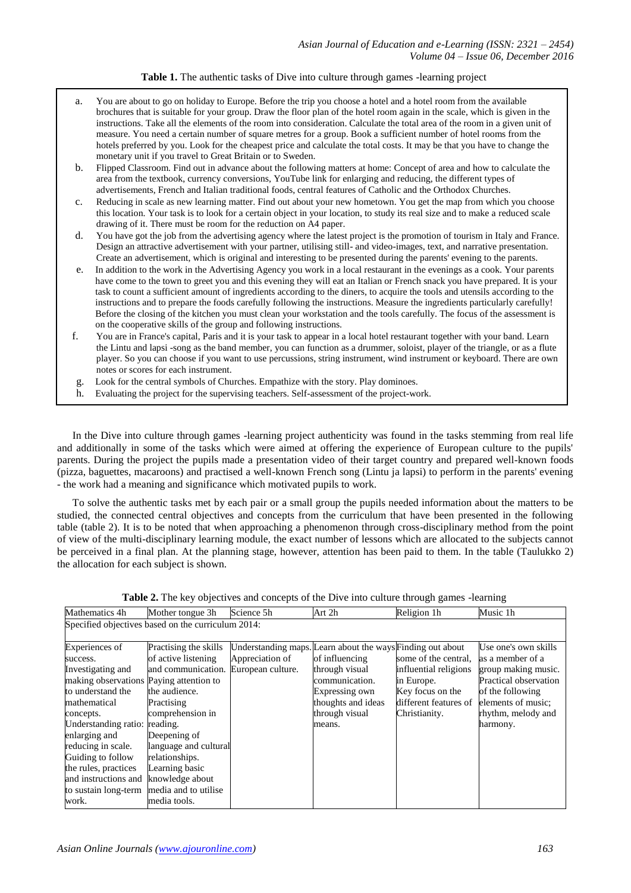**Table 1.** The authentic tasks of Dive into culture through games -learning project

a. You are about to go on holiday to Europe. Before the trip you choose a hotel and a hotel room from the available brochures that is suitable for your group. Draw the floor plan of the hotel room again in the scale, which is given in the instructions. Take all the elements of the room into consideration. Calculate the total area of the room in a given unit of measure. You need a certain number of square metres for a group. Book a sufficient number of hotel rooms from the hotels preferred by you. Look for the cheapest price and calculate the total costs. It may be that you have to change the monetary unit if you travel to Great Britain or to Sweden.
b. Flipped Classroom. Find out in advance about the following matters at home: Concept of area and how to calculate the area from the textbook, currency conversions, YouTube link for enlarging and reducing, the different types of advertisements, French and Italian traditional foods, central features of Catholic and the Orthodox Churches.
c. Reducing in scale as new learning matter. Find out about your new hometown. You get the map from which you choose this location. Your task is to look for a certain object in your location, to study its real size and to make a reduced scale drawing of it. There must be room for the reduction on A4 paper.
d. You have got the job from the advertising agency where the latest project is the promotion of tourism in Italy and France. Design an attractive advertisement with your partner, utilising still- and video-images, text, and narrative presentation. Create an advertisement, which is original and interesting to be presented during the parents' evening to the parents.
e. In addition to the work in the Advertising Agency you work in a local restaurant in the evenings as a cook. Your parents have come to the town to greet you and this evening they will eat an Italian or French snack you have prepared. It is your task to count a sufficient amount of ingredients according to the diners, to acquire the tools and utensils according to the instructions and to prepare the foods carefully following the instructions. Measure the ingredients particularly carefully! Before the closing of the kitchen you must clean your workstation and the tools carefully. The focus of the assessment is on the cooperative skills of the group and following instructions.
f. You are in France's capital, Paris and it is your task to appear in a local hotel restaurant together with your band. Learn the Lintu and lapsi -song as the band member, you can function as a drummer, soloist, player of the triangle, or as a flute player. So you can choose if you want to use percussions, string instrument, wind instrument or keyboard. There are own notes or scores for each instrument.
g. Look for the central symbols of Churches. Empathize with the story. Play dominoes.
h. Evaluating the project for the supervising teachers. Self-assessment of the project-work.

In the Dive into culture through games -learning project authenticity was found in the tasks stemming from real life and additionally in some of the tasks which were aimed at offering the experience of European culture to the pupils' parents. During the project the pupils made a presentation video of their target country and prepared well-known foods (pizza, baguettes, macaroons) and practised a well-known French song (Lintu ja lapsi) to perform in the parents' evening - the work had a meaning and significance which motivated pupils to work.

To solve the authentic tasks met by each pair or a small group the pupils needed information about the matters to be studied, the connected central objectives and concepts from the curriculum that have been presented in the following table (table 2). It is to be noted that when approaching a phenomenon through cross-disciplinary method from the point of view of the multi-disciplinary learning module, the exact number of lessons which are allocated to the subjects cannot be perceived in a final plan. At the planning stage, however, attention has been paid to them. In the table (Taulukko 2) the allocation for each subject is shown.

**Table 2.** The key objectives and concepts of the Dive into culture through games -learning

| Mathematics 4h | Mother tongue 3h | Science 5h | Art 2h | Religion 1h | Music 1h |
|---|---|---|---|---|---|
| Specified objectives based on the curriculum 2014: | | | | | |
| Experiences of success. Investigating and making observations to understand the mathematical concepts. Understanding ratio: enlarging and reducing in scale. Guiding to follow the rules, practices and instructions and to sustain long-term work. | Practising the skills of active listening and communication. Paying attention to the audience. Practising comprehension in reading. Deepening of language and cultural relationships. Learning basic knowledge about media and to utilise media tools. | Understanding maps. Appreciation of European culture. | Learn about the ways of influencing through visual communication. Expressing own thoughts and ideas through visual means. | Finding out about some of the central, influential religions in Europe. Key focus on the different features of Christianity. | Use one's own skills as a member of a group making music. Practical observation of the following elements of music; rhythm, melody and harmony. |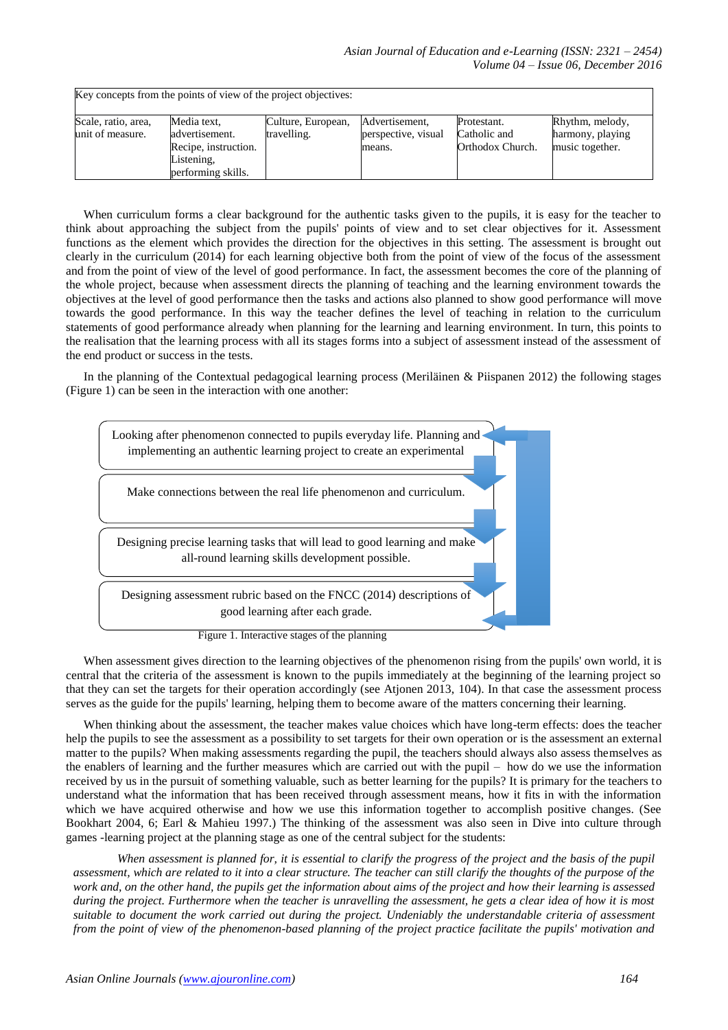| Key concepts from the points of view of the project objectives: | | | | | |
|---|---|---|---|---|---|
| Scale, ratio, area, unit of measure. | Media text, advertisement. Recipe, instruction. Listening, performing skills. | Culture, European, travelling. | Advertisement, perspective, visual means. | Protestant. Catholic and Orthodox Church. | Rhythm, melody, harmony, playing music together. |

When curriculum forms a clear background for the authentic tasks given to the pupils, it is easy for the teacher to think about approaching the subject from the pupils' points of view and to set clear objectives for it. Assessment functions as the element which provides the direction for the objectives in this setting. The assessment is brought out clearly in the curriculum (2014) for each learning objective both from the point of view of the focus of the assessment and from the point of view of the level of good performance. In fact, the assessment becomes the core of the planning of the whole project, because when assessment directs the planning of teaching and the learning environment towards the objectives at the level of good performance then the tasks and actions also planned to show good performance will move towards the good performance. In this way the teacher defines the level of teaching in relation to the curriculum statements of good performance already when planning for the learning and learning environment. In turn, this points to the realisation that the learning process with all its stages forms into a subject of assessment instead of the assessment of the end product or success in the tests.

In the planning of the Contextual pedagogical learning process (Meriläinen & Piispanen 2012) the following stages (Figure 1) can be seen in the interaction with one another:

Looking after phenomenon connected to pupils everyday life. Planning and implementing an authentic learning project to create an experimental

Make connections between the real life phenomenon and curriculum.

Designing precise learning tasks that will lead to good learning and make all-round learning skills development possible.

Designing assessment rubric based on the FNCC (2014) descriptions of good learning after each grade.

Figure 1. Interactive stages of the planning

When assessment gives direction to the learning objectives of the phenomenon rising from the pupils' own world, it is central that the criteria of the assessment is known to the pupils immediately at the beginning of the learning project so that they can set the targets for their operation accordingly (see Atjonen 2013, 104). In that case the assessment process serves as the guide for the pupils' learning, helping them to become aware of the matters concerning their learning.

When thinking about the assessment, the teacher makes value choices which have long-term effects: does the teacher help the pupils to see the assessment as a possibility to set targets for their own operation or is the assessment an external matter to the pupils? When making assessments regarding the pupil, the teachers should always also assess themselves as the enablers of learning and the further measures which are carried out with the pupil – how do we use the information received by us in the pursuit of something valuable, such as better learning for the pupils? It is primary for the teachers to understand what the information that has been received through assessment means, how it fits in with the information which we have acquired otherwise and how we use this information together to accomplish positive changes. (See Bookhart 2004, 6; Earl & Mahieu 1997.) The thinking of the assessment was also seen in Dive into culture through games -learning project at the planning stage as one of the central subject for the students:

*When assessment is planned for, it is essential to clarify the progress of the project and the basis of the pupil assessment, which are related to it into a clear structure. The teacher can still clarify the thoughts of the purpose of the work and, on the other hand, the pupils get the information about aims of the project and how their learning is assessed during the project. Furthermore when the teacher is unravelling the assessment, he gets a clear idea of how it is most suitable to document the work carried out during the project. Undeniably the understandable criteria of assessment from the point of view of the phenomenon-based planning of the project practice facilitate the pupils' motivation and*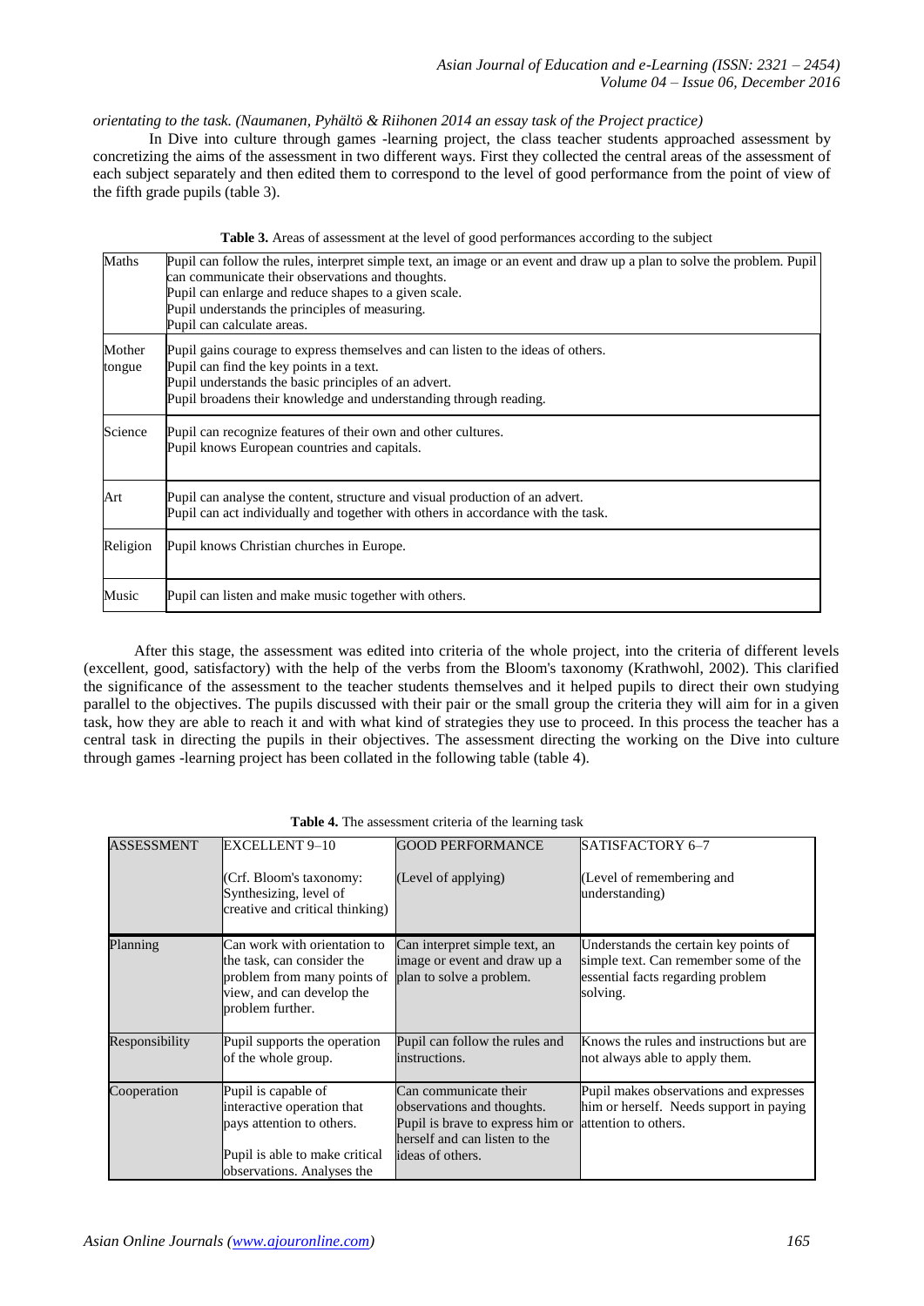*orientating to the task. (Naumanen, Pyhältö & Riihonen 2014 an essay task of the Project practice)*

In Dive into culture through games -learning project, the class teacher students approached assessment by concretizing the aims of the assessment in two different ways. First they collected the central areas of the assessment of each subject separately and then edited them to correspond to the level of good performance from the point of view of the fifth grade pupils (table 3).

**Table 3.** Areas of assessment at the level of good performances according to the subject

| | |
|---|---|
| Maths | Pupil can follow the rules, interpret simple text, an image or an event and draw up a plan to solve the problem. Pupil can communicate their observations and thoughts.<br>Pupil can enlarge and reduce shapes to a given scale.<br>Pupil understands the principles of measuring.<br>Pupil can calculate areas. |
| Mother tongue | Pupil gains courage to express themselves and can listen to the ideas of others.<br>Pupil can find the key points in a text.<br>Pupil understands the basic principles of an advert.<br>Pupil broadens their knowledge and understanding through reading. |
| Science | Pupil can recognize features of their own and other cultures.<br>Pupil knows European countries and capitals. |
| Art | Pupil can analyse the content, structure and visual production of an advert.<br>Pupil can act individually and together with others in accordance with the task. |
| Religion | Pupil knows Christian churches in Europe. |
| Music | Pupil can listen and make music together with others. |

After this stage, the assessment was edited into criteria of the whole project, into the criteria of different levels (excellent, good, satisfactory) with the help of the verbs from the Bloom's taxonomy (Krathwohl, 2002). This clarified the significance of the assessment to the teacher students themselves and it helped pupils to direct their own studying parallel to the objectives. The pupils discussed with their pair or the small group the criteria they will aim for in a given task, how they are able to reach it and with what kind of strategies they use to proceed. In this process the teacher has a central task in directing the pupils in their objectives. The assessment directing the working on the Dive into culture through games -learning project has been collated in the following table (table 4).

**Table 4.** The assessment criteria of the learning task

| ASSESSMENT | EXCELLENT 9–10<br><br>(Crf. Bloom's taxonomy: Synthesizing, level of creative and critical thinking) | GOOD PERFORMANCE<br><br>(Level of applying) | SATISFACTORY 6–7<br><br>(Level of remembering and understanding) |
|---|---|---|---|
| Planning | Can work with orientation to the task, can consider the problem from many points of view, and can develop the problem further. | Can interpret simple text, an image or event and draw up a plan to solve a problem. | Understands the certain key points of simple text. Can remember some of the essential facts regarding problem solving. |
| Responsibility | Pupil supports the operation of the whole group. | Pupil can follow the rules and instructions. | Knows the rules and instructions but are not always able to apply them. |
| Cooperation | Pupil is capable of interactive operation that pays attention to others.<br><br>Pupil is able to make critical observations. Analyses the | Can communicate their observations and thoughts. Pupil is brave to express him or herself and can listen to the ideas of others. | Pupil makes observations and expresses him or herself. Needs support in paying attention to others. |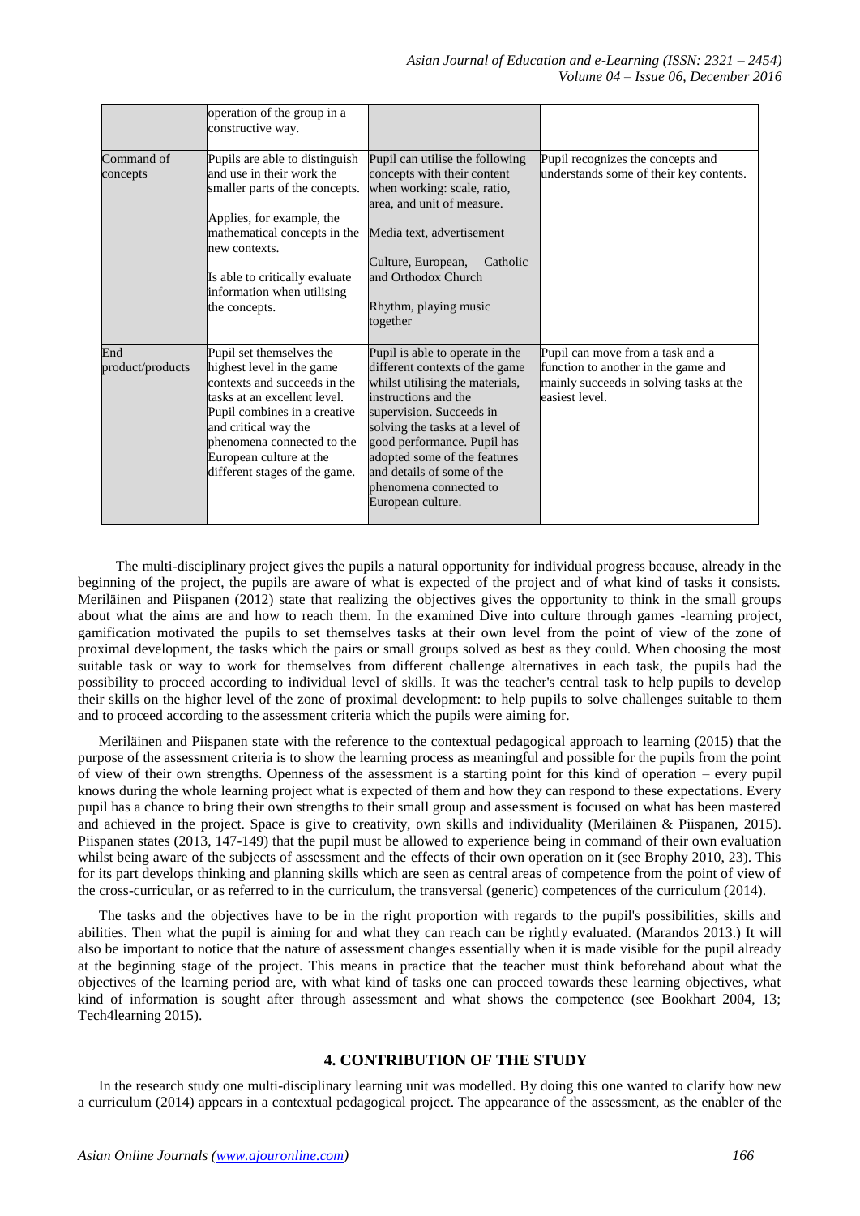| | operation of the group in a constructive way. | | |
|---|---|---|---|
| Command of concepts | Pupils are able to distinguish and use in their work the smaller parts of the concepts.<br><br>Applies, for example, the mathematical concepts in the new contexts.<br><br>Is able to critically evaluate information when utilising the concepts. | Pupil can utilise the following concepts with their content when working: scale, ratio, area, and unit of measure.<br><br>Media text, advertisement<br><br>Culture, European, Catholic and Orthodox Church<br><br>Rhythm, playing music together | Pupil recognizes the concepts and understands some of their key contents. |
| End product/products | Pupil set themselves the highest level in the game contexts and succeeds in the tasks at an excellent level. Pupil combines in a creative and critical way the phenomena connected to the European culture at the different stages of the game. | Pupil is able to operate in the different contexts of the game whilst utilising the materials, instructions and the supervision. Succeeds in solving the tasks at a level of good performance. Pupil has adopted some of the features and details of some of the phenomena connected to European culture. | Pupil can move from a task and a function to another in the game and mainly succeeds in solving tasks at the easiest level. |

The multi-disciplinary project gives the pupils a natural opportunity for individual progress because, already in the beginning of the project, the pupils are aware of what is expected of the project and of what kind of tasks it consists. Meriläinen and Piispanen (2012) state that realizing the objectives gives the opportunity to think in the small groups about what the aims are and how to reach them. In the examined Dive into culture through games -learning project, gamification motivated the pupils to set themselves tasks at their own level from the point of view of the zone of proximal development, the tasks which the pairs or small groups solved as best as they could. When choosing the most suitable task or way to work for themselves from different challenge alternatives in each task, the pupils had the possibility to proceed according to individual level of skills. It was the teacher's central task to help pupils to develop their skills on the higher level of the zone of proximal development: to help pupils to solve challenges suitable to them and to proceed according to the assessment criteria which the pupils were aiming for.

Meriläinen and Piispanen state with the reference to the contextual pedagogical approach to learning (2015) that the purpose of the assessment criteria is to show the learning process as meaningful and possible for the pupils from the point of view of their own strengths. Openness of the assessment is a starting point for this kind of operation – every pupil knows during the whole learning project what is expected of them and how they can respond to these expectations. Every pupil has a chance to bring their own strengths to their small group and assessment is focused on what has been mastered and achieved in the project. Space is give to creativity, own skills and individuality (Meriläinen & Piispanen, 2015). Piispanen states (2013, 147-149) that the pupil must be allowed to experience being in command of their own evaluation whilst being aware of the subjects of assessment and the effects of their own operation on it (see Brophy 2010, 23). This for its part develops thinking and planning skills which are seen as central areas of competence from the point of view of the cross-curricular, or as referred to in the curriculum, the transversal (generic) competences of the curriculum (2014).

The tasks and the objectives have to be in the right proportion with regards to the pupil's possibilities, skills and abilities. Then what the pupil is aiming for and what they can reach can be rightly evaluated. (Marandos 2013.) It will also be important to notice that the nature of assessment changes essentially when it is made visible for the pupil already at the beginning stage of the project. This means in practice that the teacher must think beforehand about what the objectives of the learning period are, with what kind of tasks one can proceed towards these learning objectives, what kind of information is sought after through assessment and what shows the competence (see Bookhart 2004, 13; Tech4learning 2015).

## 4. CONTRIBUTION OF THE STUDY

In the research study one multi-disciplinary learning unit was modelled. By doing this one wanted to clarify how new a curriculum (2014) appears in a contextual pedagogical project. The appearance of the assessment, as the enabler of the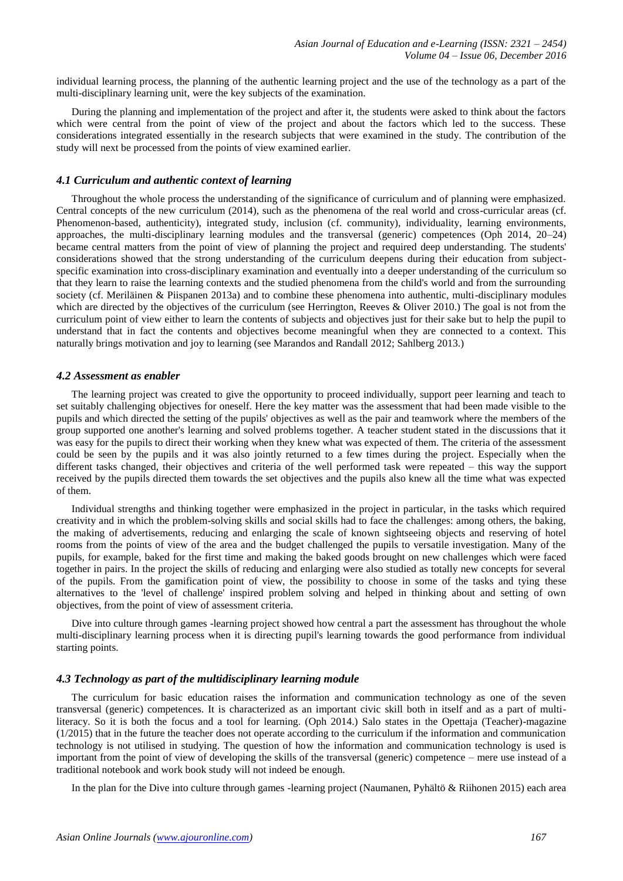individual learning process, the planning of the authentic learning project and the use of the technology as a part of the multi-disciplinary learning unit, were the key subjects of the examination.

During the planning and implementation of the project and after it, the students were asked to think about the factors which were central from the point of view of the project and about the factors which led to the success. These considerations integrated essentially in the research subjects that were examined in the study. The contribution of the study will next be processed from the points of view examined earlier.

### *4.1 Curriculum and authentic context of learning*

Throughout the whole process the understanding of the significance of curriculum and of planning were emphasized. Central concepts of the new curriculum (2014), such as the phenomena of the real world and cross-curricular areas (cf. Phenomenon-based, authenticity), integrated study, inclusion (cf. community), individuality, learning environments, approaches, the multi-disciplinary learning modules and the transversal (generic) competences (Oph 2014, 20–24) became central matters from the point of view of planning the project and required deep understanding. The students' considerations showed that the strong understanding of the curriculum deepens during their education from subject-specific examination into cross-disciplinary examination and eventually into a deeper understanding of the curriculum so that they learn to raise the learning contexts and the studied phenomena from the child's world and from the surrounding society (cf. Meriläinen & Piispanen 2013a) and to combine these phenomena into authentic, multi-disciplinary modules which are directed by the objectives of the curriculum (see Herrington, Reeves & Oliver 2010.) The goal is not from the curriculum point of view either to learn the contents of subjects and objectives just for their sake but to help the pupil to understand that in fact the contents and objectives become meaningful when they are connected to a context. This naturally brings motivation and joy to learning (see Marandos and Randall 2012; Sahlberg 2013.)

### *4.2 Assessment as enabler*

The learning project was created to give the opportunity to proceed individually, support peer learning and teach to set suitably challenging objectives for oneself. Here the key matter was the assessment that had been made visible to the pupils and which directed the setting of the pupils' objectives as well as the pair and teamwork where the members of the group supported one another's learning and solved problems together. A teacher student stated in the discussions that it was easy for the pupils to direct their working when they knew what was expected of them. The criteria of the assessment could be seen by the pupils and it was also jointly returned to a few times during the project. Especially when the different tasks changed, their objectives and criteria of the well performed task were repeated – this way the support received by the pupils directed them towards the set objectives and the pupils also knew all the time what was expected of them.

Individual strengths and thinking together were emphasized in the project in particular, in the tasks which required creativity and in which the problem-solving skills and social skills had to face the challenges: among others, the baking, the making of advertisements, reducing and enlarging the scale of known sightseeing objects and reserving of hotel rooms from the points of view of the area and the budget challenged the pupils to versatile investigation. Many of the pupils, for example, baked for the first time and making the baked goods brought on new challenges which were faced together in pairs. In the project the skills of reducing and enlarging were also studied as totally new concepts for several of the pupils. From the gamification point of view, the possibility to choose in some of the tasks and tying these alternatives to the 'level of challenge' inspired problem solving and helped in thinking about and setting of own objectives, from the point of view of assessment criteria.

Dive into culture through games -learning project showed how central a part the assessment has throughout the whole multi-disciplinary learning process when it is directing pupil's learning towards the good performance from individual starting points.

### *4.3 Technology as part of the multidisciplinary learning module*

The curriculum for basic education raises the information and communication technology as one of the seven transversal (generic) competences. It is characterized as an important civic skill both in itself and as a part of multi-literacy. So it is both the focus and a tool for learning. (Oph 2014.) Salo states in the Opettaja (Teacher)-magazine (1/2015) that in the future the teacher does not operate according to the curriculum if the information and communication technology is not utilised in studying. The question of how the information and communication technology is used is important from the point of view of developing the skills of the transversal (generic) competence – mere use instead of a traditional notebook and work book study will not indeed be enough.

In the plan for the Dive into culture through games -learning project (Naumanen, Pyhältö & Riihonen 2015) each area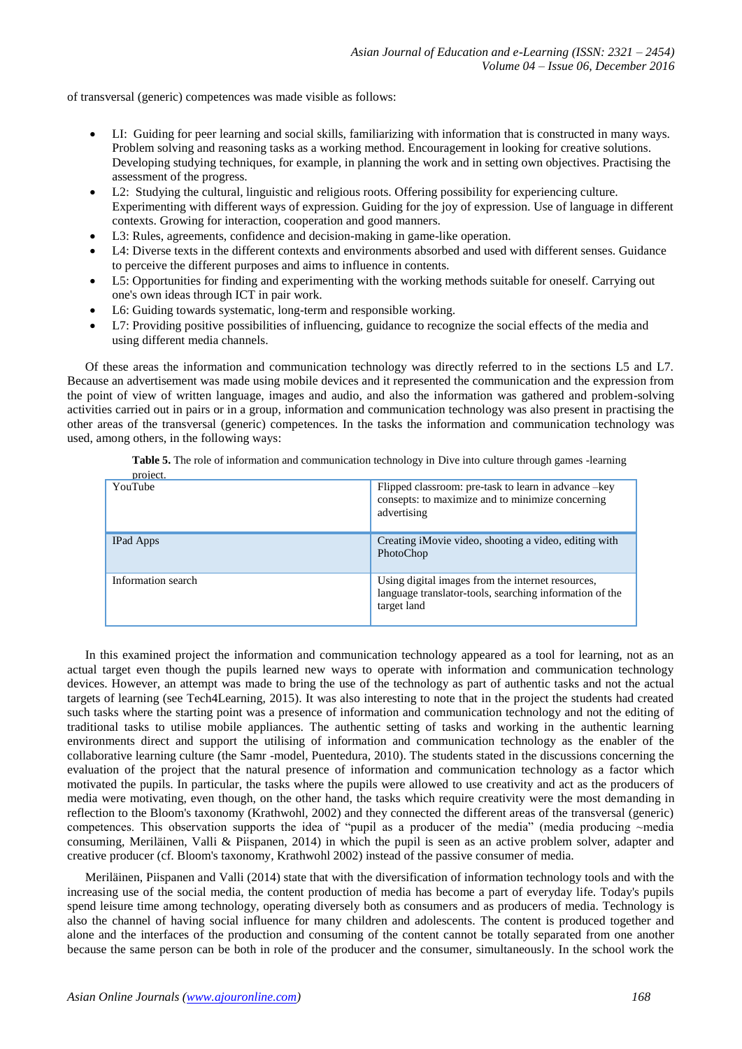of transversal (generic) competences was made visible as follows:

- LI: Guiding for peer learning and social skills, familiarizing with information that is constructed in many ways. Problem solving and reasoning tasks as a working method. Encouragement in looking for creative solutions. Developing studying techniques, for example, in planning the work and in setting own objectives. Practising the assessment of the progress.
- L2: Studying the cultural, linguistic and religious roots. Offering possibility for experiencing culture. Experimenting with different ways of expression. Guiding for the joy of expression. Use of language in different contexts. Growing for interaction, cooperation and good manners.
- L3: Rules, agreements, confidence and decision-making in game-like operation.
- L4: Diverse texts in the different contexts and environments absorbed and used with different senses. Guidance to perceive the different purposes and aims to influence in contents.
- L5: Opportunities for finding and experimenting with the working methods suitable for oneself. Carrying out one's own ideas through ICT in pair work.
- L6: Guiding towards systematic, long-term and responsible working.
- L7: Providing positive possibilities of influencing, guidance to recognize the social effects of the media and using different media channels.

Of these areas the information and communication technology was directly referred to in the sections L5 and L7. Because an advertisement was made using mobile devices and it represented the communication and the expression from the point of view of written language, images and audio, and also the information was gathered and problem-solving activities carried out in pairs or in a group, information and communication technology was also present in practising the other areas of the transversal (generic) competences. In the tasks the information and communication technology was used, among others, in the following ways:

**Table 5.** The role of information and communication technology in Dive into culture through games -learning project.

| | |
|---|---|
| YouTube | Flipped classroom: pre-task to learn in advance –key consepts: to maximize and to minimize concerning advertising |
| IPad Apps | Creating iMovie video, shooting a video, editing with PhotoChop |
| Information search | Using digital images from the internet resources, language translator-tools, searching information of the target land |

In this examined project the information and communication technology appeared as a tool for learning, not as an actual target even though the pupils learned new ways to operate with information and communication technology devices. However, an attempt was made to bring the use of the technology as part of authentic tasks and not the actual targets of learning (see Tech4Learning, 2015). It was also interesting to note that in the project the students had created such tasks where the starting point was a presence of information and communication technology and not the editing of traditional tasks to utilise mobile appliances. The authentic setting of tasks and working in the authentic learning environments direct and support the utilising of information and communication technology as the enabler of the collaborative learning culture (the Samr -model, Puentedura, 2010). The students stated in the discussions concerning the evaluation of the project that the natural presence of information and communication technology as a factor which motivated the pupils. In particular, the tasks where the pupils were allowed to use creativity and act as the producers of media were motivating, even though, on the other hand, the tasks which require creativity were the most demanding in reflection to the Bloom's taxonomy (Krathwohl, 2002) and they connected the different areas of the transversal (generic) competences. This observation supports the idea of "pupil as a producer of the media" (media producing ~media consuming, Meriläinen, Valli & Piispanen, 2014) in which the pupil is seen as an active problem solver, adapter and creative producer (cf. Bloom's taxonomy, Krathwohl 2002) instead of the passive consumer of media.

Meriläinen, Piispanen and Valli (2014) state that with the diversification of information technology tools and with the increasing use of the social media, the content production of media has become a part of everyday life. Today's pupils spend leisure time among technology, operating diversely both as consumers and as producers of media. Technology is also the channel of having social influence for many children and adolescents. The content is produced together and alone and the interfaces of the production and consuming of the content cannot be totally separated from one another because the same person can be both in role of the producer and the consumer, simultaneously. In the school work the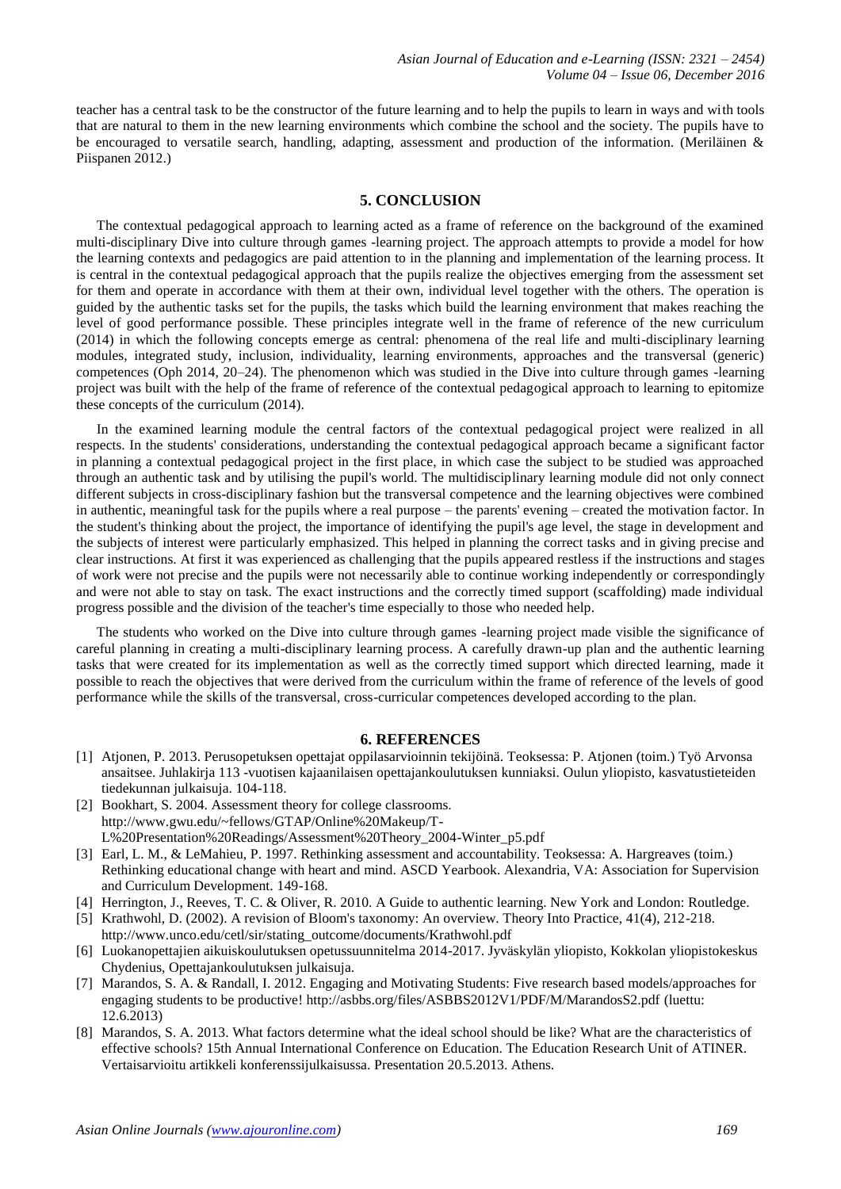teacher has a central task to be the constructor of the future learning and to help the pupils to learn in ways and with tools that are natural to them in the new learning environments which combine the school and the society. The pupils have to be encouraged to versatile search, handling, adapting, assessment and production of the information. (Meriläinen & Piispanen 2012.)

## 5. CONCLUSION

The contextual pedagogical approach to learning acted as a frame of reference on the background of the examined multi-disciplinary Dive into culture through games -learning project. The approach attempts to provide a model for how the learning contexts and pedagogics are paid attention to in the planning and implementation of the learning process. It is central in the contextual pedagogical approach that the pupils realize the objectives emerging from the assessment set for them and operate in accordance with them at their own, individual level together with the others. The operation is guided by the authentic tasks set for the pupils, the tasks which build the learning environment that makes reaching the level of good performance possible. These principles integrate well in the frame of reference of the new curriculum (2014) in which the following concepts emerge as central: phenomena of the real life and multi-disciplinary learning modules, integrated study, inclusion, individuality, learning environments, approaches and the transversal (generic) competences (Oph 2014, 20–24). The phenomenon which was studied in the Dive into culture through games -learning project was built with the help of the frame of reference of the contextual pedagogical approach to learning to epitomize these concepts of the curriculum (2014).

In the examined learning module the central factors of the contextual pedagogical project were realized in all respects. In the students' considerations, understanding the contextual pedagogical approach became a significant factor in planning a contextual pedagogical project in the first place, in which case the subject to be studied was approached through an authentic task and by utilising the pupil's world. The multidisciplinary learning module did not only connect different subjects in cross-disciplinary fashion but the transversal competence and the learning objectives were combined in authentic, meaningful task for the pupils where a real purpose – the parents' evening – created the motivation factor. In the student's thinking about the project, the importance of identifying the pupil's age level, the stage in development and the subjects of interest were particularly emphasized. This helped in planning the correct tasks and in giving precise and clear instructions. At first it was experienced as challenging that the pupils appeared restless if the instructions and stages of work were not precise and the pupils were not necessarily able to continue working independently or correspondingly and were not able to stay on task. The exact instructions and the correctly timed support (scaffolding) made individual progress possible and the division of the teacher's time especially to those who needed help.

The students who worked on the Dive into culture through games -learning project made visible the significance of careful planning in creating a multi-disciplinary learning process. A carefully drawn-up plan and the authentic learning tasks that were created for its implementation as well as the correctly timed support which directed learning, made it possible to reach the objectives that were derived from the curriculum within the frame of reference of the levels of good performance while the skills of the transversal, cross-curricular competences developed according to the plan.

## 6. REFERENCES

[1] Atjonen, P. 2013. Perusopetuksen opettajat oppilasarvioinnin tekijöinä. Teoksessa: P. Atjonen (toim.) Työ Arvonsa ansaitsee. Juhlakirja 113 -vuotisen kajaanilaisen opettajankoulutuksen kunniaksi. Oulun yliopisto, kasvatustieteiden tiedekunnan julkaisuja. 104-118.

[2] Bookhart, S. 2004. Assessment theory for college classrooms. http://www.gwu.edu/~fellows/GTAP/Online%20Makeup/T-L%20Presentation%20Readings/Assessment%20Theory_2004-Winter_p5.pdf

[3] Earl, L. M., & LeMahieu, P. 1997. Rethinking assessment and accountability. Teoksessa: A. Hargreaves (toim.) Rethinking educational change with heart and mind. ASCD Yearbook. Alexandria, VA: Association for Supervision and Curriculum Development. 149-168.

[4] Herrington, J., Reeves, T. C. & Oliver, R. 2010. A Guide to authentic learning. New York and London: Routledge.

[5] Krathwohl, D. (2002). A revision of Bloom's taxonomy: An overview. Theory Into Practice, 41(4), 212-218. http://www.unco.edu/cetl/sir/stating_outcome/documents/Krathwohl.pdf

[6] Luokanopettajien aikuiskoulutuksen opetussuunnitelma 2014-2017. Jyväskylän yliopisto, Kokkolan yliopistokeskus Chydenius, Opettajankoulutuksen julkaisuja.

[7] Marandos, S. A. & Randall, I. 2012. Engaging and Motivating Students: Five research based models/approaches for engaging students to be productive! http://asbbs.org/files/ASBBS2012V1/PDF/M/MarandosS2.pdf (luettu: 12.6.2013)

[8] Marandos, S. A. 2013. What factors determine what the ideal school should be like? What are the characteristics of effective schools? 15th Annual International Conference on Education. The Education Research Unit of ATINER. Vertaisarvioitu artikkeli konferenssijulkaisussa. Presentation 20.5.2013. Athens.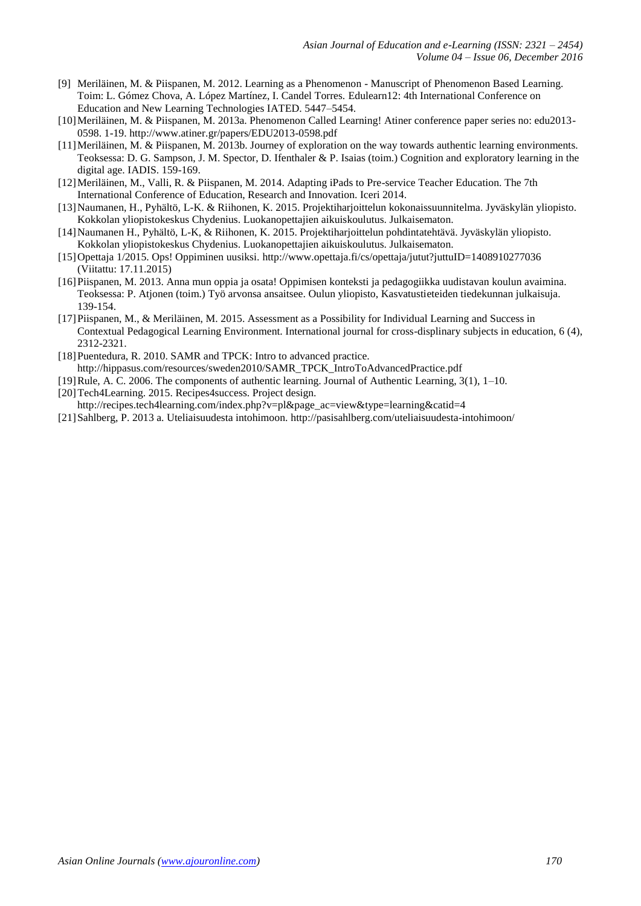[9] Meriläinen, M. & Piispanen, M. 2012. Learning as a Phenomenon - Manuscript of Phenomenon Based Learning. Toim: L. Gómez Chova, A. López Martínez, I. Candel Torres. Edulearn12: 4th International Conference on Education and New Learning Technologies IATED. 5447–5454.

[10] Meriläinen, M. & Piispanen, M. 2013a. Phenomenon Called Learning! Atiner conference paper series no: edu2013-0598. 1-19. http://www.atiner.gr/papers/EDU2013-0598.pdf

[11] Meriläinen, M. & Piispanen, M. 2013b. Journey of exploration on the way towards authentic learning environments. Teoksessa: D. G. Sampson, J. M. Spector, D. Ifenthaler & P. Isaias (toim.) Cognition and exploratory learning in the digital age. IADIS. 159-169.

[12] Meriläinen, M., Valli, R. & Piispanen, M. 2014. Adapting iPads to Pre-service Teacher Education. The 7th International Conference of Education, Research and Innovation. Iceri 2014.

[13] Naumanen, H., Pyhältö, L-K. & Riihonen, K. 2015. Projektiharjoittelun kokonaissuunnitelma. Jyväskylän yliopisto. Kokkolan yliopistokeskus Chydenius. Luokanopettajien aikuiskoulutus. Julkaisematon.

[14] Naumanen H., Pyhältö, L-K, & Riihonen, K. 2015. Projektiharjoittelun pohdintatehtävä. Jyväskylän yliopisto. Kokkolan yliopistokeskus Chydenius. Luokanopettajien aikuiskoulutus. Julkaisematon.

[15] Opettaja 1/2015. Ops! Oppiminen uusiksi. http://www.opettaja.fi/cs/opettaja/jutut?juttuID=1408910277036 (Viitattu: 17.11.2015)

[16] Piispanen, M. 2013. Anna mun oppia ja osata! Oppimisen konteksti ja pedagogiikka uudistavan koulun avaimina. Teoksessa: P. Atjonen (toim.) Työ arvonsa ansaitsee. Oulun yliopisto, Kasvatustieteiden tiedekunnan julkaisuja. 139-154.

[17] Piispanen, M., & Meriläinen, M. 2015. Assessment as a Possibility for Individual Learning and Success in Contextual Pedagogical Learning Environment. International journal for cross-displinary subjects in education, 6 (4), 2312-2321.

[18] Puentedura, R. 2010. SAMR and TPCK: Intro to advanced practice. http://hippasus.com/resources/sweden2010/SAMR_TPCK_IntroToAdvancedPractice.pdf

[19] Rule, A. C. 2006. The components of authentic learning. Journal of Authentic Learning, 3(1), 1–10.

[20] Tech4Learning. 2015. Recipes4success. Project design. http://recipes.tech4learning.com/index.php?v=pl&page_ac=view&type=learning&catid=4

[21] Sahlberg, P. 2013 a. Uteliaisuudesta intohimoon. http://pasisahlberg.com/uteliaisuudesta-intohimoon/